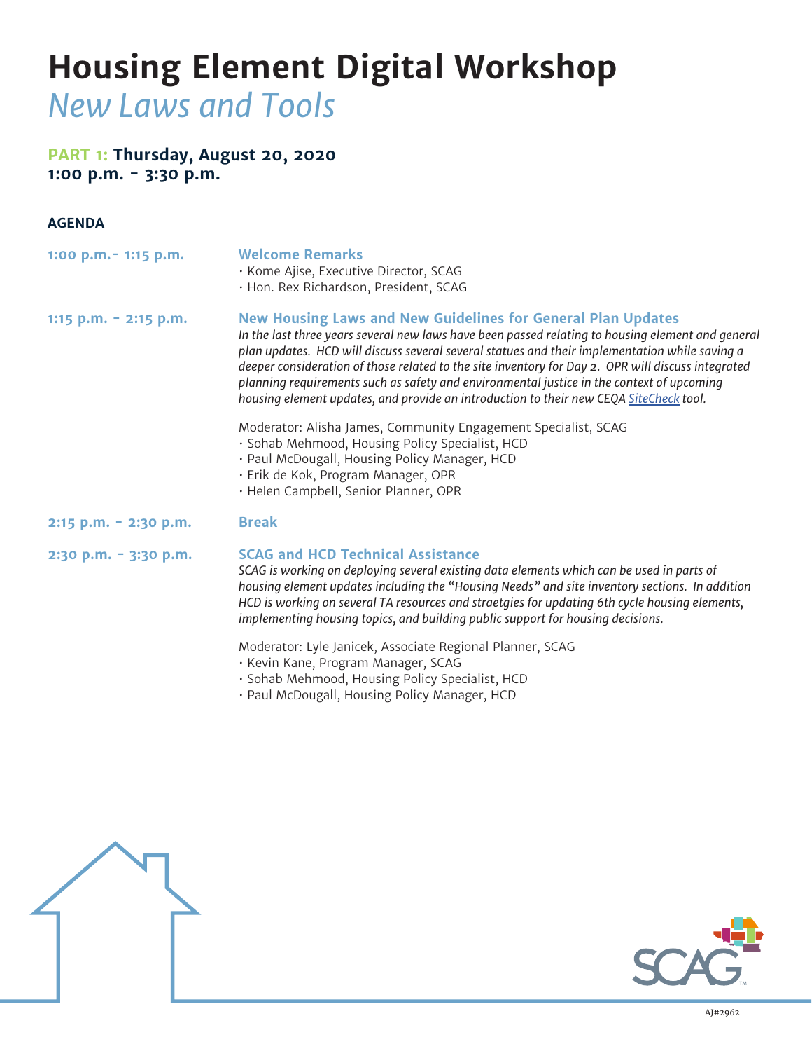# Housing Element Digital Workshop

## *New Laws and Tools*

**PART 1: Thursday, August 20, 2020**
**1:00 p.m. - 3:30 p.m.**

**AGENDA**

**1:00 p.m.- 1:15 p.m.** — **Welcome Remarks**

- Kome Ajise, Executive Director, SCAG
- Hon. Rex Richardson, President, SCAG

**1:15 p.m. - 2:15 p.m.** — **New Housing Laws and New Guidelines for General Plan Updates**

*In the last three years several new laws have been passed relating to housing element and general plan updates. HCD will discuss several several statues and their implementation while saving a deeper consideration of those related to the site inventory for Day 2. OPR will discuss integrated planning requirements such as safety and environmental justice in the context of upcoming housing element updates, and provide an introduction to their new CEQA [SiteCheck] tool.*

Moderator: Alisha James, Community Engagement Specialist, SCAG

- Sohab Mehmood, Housing Policy Specialist, HCD
- Paul McDougall, Housing Policy Manager, HCD
- Erik de Kok, Program Manager, OPR
- Helen Campbell, Senior Planner, OPR

**2:15 p.m. - 2:30 p.m.** — **Break**

**2:30 p.m. - 3:30 p.m.** — **SCAG and HCD Technical Assistance**

*SCAG is working on deploying several existing data elements which can be used in parts of housing element updates including the "Housing Needs" and site inventory sections. In addition HCD is working on several TA resources and straetgies for updating 6th cycle housing elements, implementing housing topics, and building public support for housing decisions.*

Moderator: Lyle Janicek, Associate Regional Planner, SCAG

- Kevin Kane, Program Manager, SCAG
- Sohab Mehmood, Housing Policy Specialist, HCD
- Paul McDougall, Housing Policy Manager, HCD

SCAG™

AJ#2962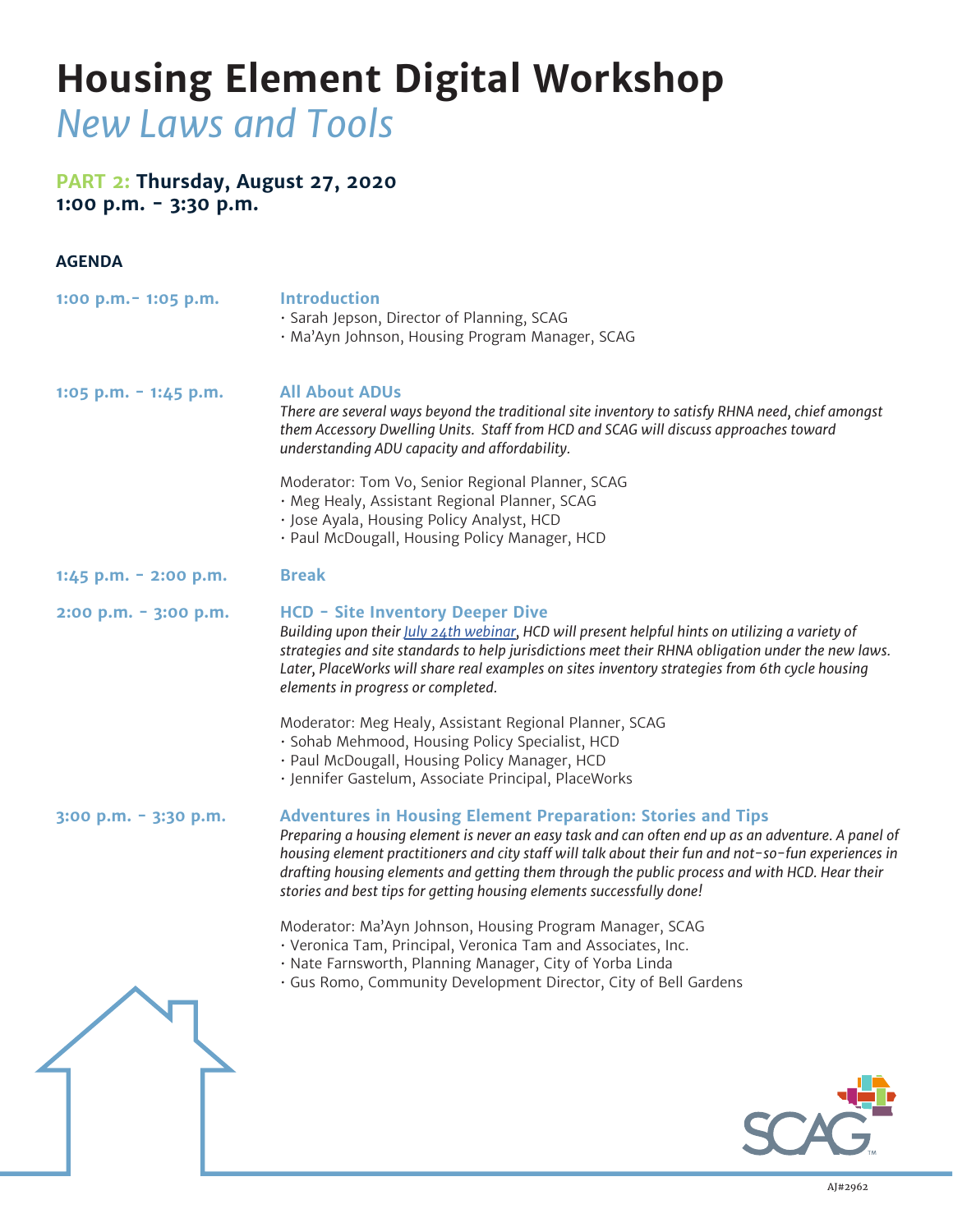# Housing Element Digital Workshop

*New Laws and Tools*

**PART 2: Thursday, August 27, 2020**
**1:00 p.m. - 3:30 p.m.**

**AGENDA**

**1:00 p.m.- 1:05 p.m.**

**Introduction**

- Sarah Jepson, Director of Planning, SCAG
- Ma'Ayn Johnson, Housing Program Manager, SCAG

**1:05 p.m. - 1:45 p.m.**

**All About ADUs**

*There are several ways beyond the traditional site inventory to satisfy RHNA need, chief amongst them Accessory Dwelling Units. Staff from HCD and SCAG will discuss approaches toward understanding ADU capacity and affordability.*

Moderator: Tom Vo, Senior Regional Planner, SCAG

- Meg Healy, Assistant Regional Planner, SCAG
- Jose Ayala, Housing Policy Analyst, HCD
- Paul McDougall, Housing Policy Manager, HCD

**1:45 p.m. - 2:00 p.m.**

**Break**

**2:00 p.m. - 3:00 p.m.**

**HCD - Site Inventory Deeper Dive**

*Building upon their July 24th webinar, HCD will present helpful hints on utilizing a variety of strategies and site standards to help jurisdictions meet their RHNA obligation under the new laws. Later, PlaceWorks will share real examples on sites inventory strategies from 6th cycle housing elements in progress or completed.*

Moderator: Meg Healy, Assistant Regional Planner, SCAG

- Sohab Mehmood, Housing Policy Specialist, HCD
- Paul McDougall, Housing Policy Manager, HCD
- Jennifer Gastelum, Associate Principal, PlaceWorks

**3:00 p.m. - 3:30 p.m.**

**Adventures in Housing Element Preparation: Stories and Tips**

*Preparing a housing element is never an easy task and can often end up as an adventure. A panel of housing element practitioners and city staff will talk about their fun and not-so-fun experiences in drafting housing elements and getting them through the public process and with HCD. Hear their stories and best tips for getting housing elements successfully done!*

Moderator: Ma'Ayn Johnson, Housing Program Manager, SCAG

- Veronica Tam, Principal, Veronica Tam and Associates, Inc.
- Nate Farnsworth, Planning Manager, City of Yorba Linda
- Gus Romo, Community Development Director, City of Bell Gardens

SCAG

AJ#2962